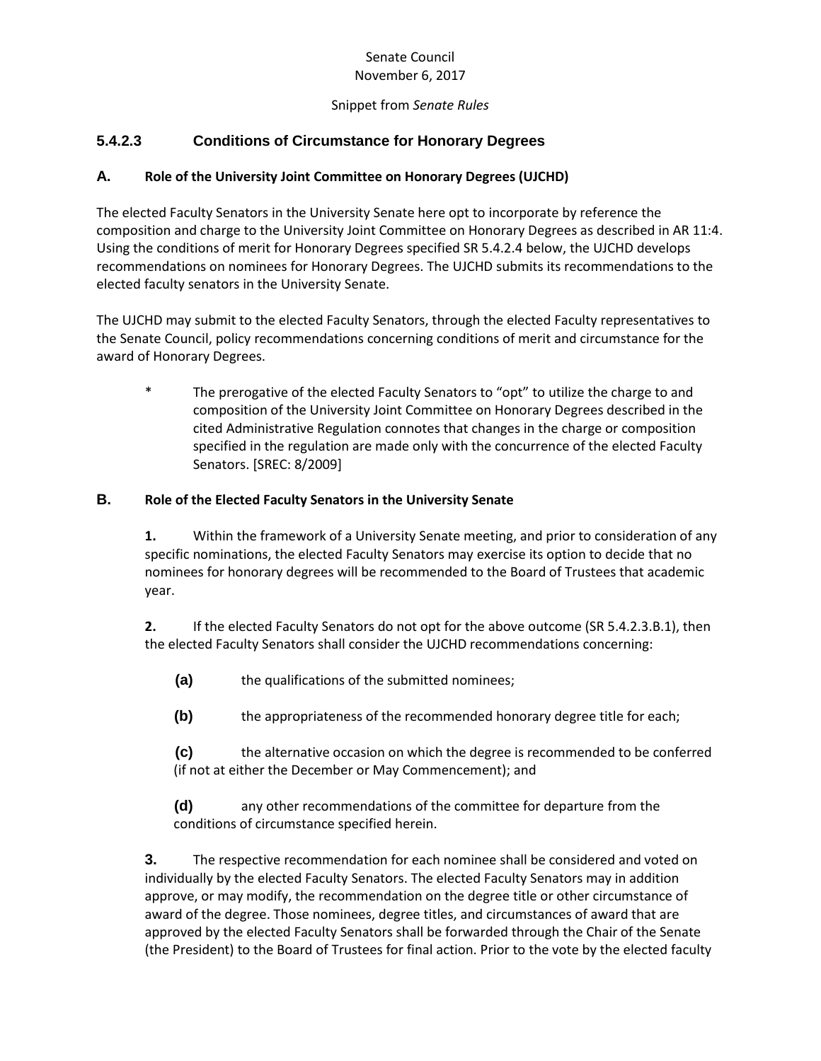Senate Council
November 6, 2017

Snippet from *Senate Rules*

## 5.4.2.3 Conditions of Circumstance for Honorary Degrees

### A. Role of the University Joint Committee on Honorary Degrees (UJCHD)

The elected Faculty Senators in the University Senate here opt to incorporate by reference the composition and charge to the University Joint Committee on Honorary Degrees as described in AR 11:4. Using the conditions of merit for Honorary Degrees specified SR 5.4.2.4 below, the UJCHD develops recommendations on nominees for Honorary Degrees. The UJCHD submits its recommendations to the elected faculty senators in the University Senate.

The UJCHD may submit to the elected Faculty Senators, through the elected Faculty representatives to the Senate Council, policy recommendations concerning conditions of merit and circumstance for the award of Honorary Degrees.

> * The prerogative of the elected Faculty Senators to "opt" to utilize the charge to and composition of the University Joint Committee on Honorary Degrees described in the cited Administrative Regulation connotes that changes in the charge or composition specified in the regulation are made only with the concurrence of the elected Faculty Senators. [SREC: 8/2009]

### B. Role of the Elected Faculty Senators in the University Senate

**1.** Within the framework of a University Senate meeting, and prior to consideration of any specific nominations, the elected Faculty Senators may exercise its option to decide that no nominees for honorary degrees will be recommended to the Board of Trustees that academic year.

**2.** If the elected Faculty Senators do not opt for the above outcome (SR 5.4.2.3.B.1), then the elected Faculty Senators shall consider the UJCHD recommendations concerning:

- **(a)** the qualifications of the submitted nominees;
- **(b)** the appropriateness of the recommended honorary degree title for each;
- **(c)** the alternative occasion on which the degree is recommended to be conferred (if not at either the December or May Commencement); and
- **(d)** any other recommendations of the committee for departure from the conditions of circumstance specified herein.

**3.** The respective recommendation for each nominee shall be considered and voted on individually by the elected Faculty Senators. The elected Faculty Senators may in addition approve, or may modify, the recommendation on the degree title or other circumstance of award of the degree. Those nominees, degree titles, and circumstances of award that are approved by the elected Faculty Senators shall be forwarded through the Chair of the Senate (the President) to the Board of Trustees for final action. Prior to the vote by the elected faculty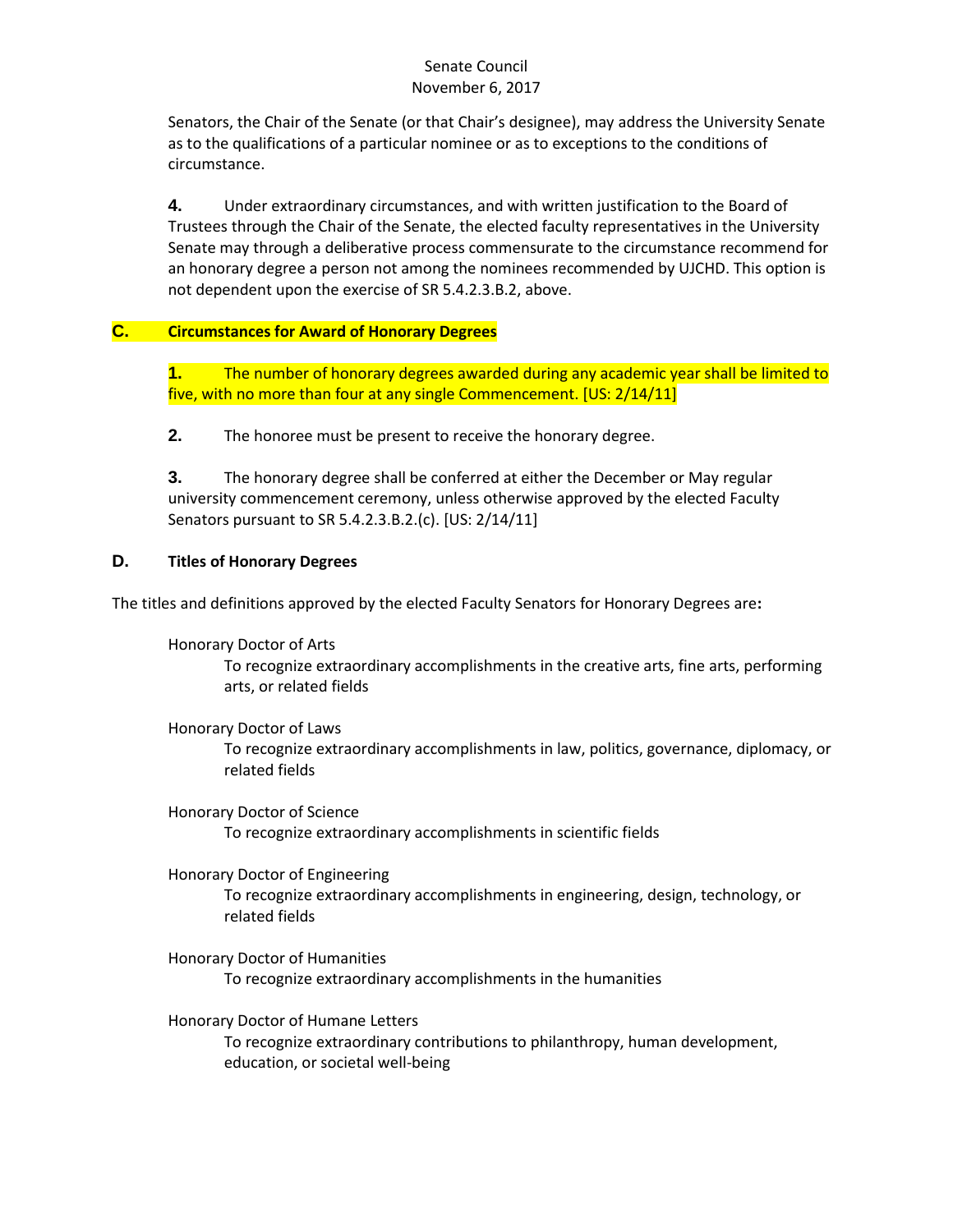Senators, the Chair of the Senate (or that Chair's designee), may address the University Senate as to the qualifications of a particular nominee or as to exceptions to the conditions of circumstance.

**4.** Under extraordinary circumstances, and with written justification to the Board of Trustees through the Chair of the Senate, the elected faculty representatives in the University Senate may through a deliberative process commensurate to the circumstance recommend for an honorary degree a person not among the nominees recommended by UJCHD. This option is not dependent upon the exercise of SR 5.4.2.3.B.2, above.

### C. Circumstances for Award of Honorary Degrees

**1.** The number of honorary degrees awarded during any academic year shall be limited to five, with no more than four at any single Commencement. [US: 2/14/11]

**2.** The honoree must be present to receive the honorary degree.

**3.** The honorary degree shall be conferred at either the December or May regular university commencement ceremony, unless otherwise approved by the elected Faculty Senators pursuant to SR 5.4.2.3.B.2.(c). [US: 2/14/11]

### D. Titles of Honorary Degrees

The titles and definitions approved by the elected Faculty Senators for Honorary Degrees are:

Honorary Doctor of Arts
: To recognize extraordinary accomplishments in the creative arts, fine arts, performing arts, or related fields

Honorary Doctor of Laws
: To recognize extraordinary accomplishments in law, politics, governance, diplomacy, or related fields

Honorary Doctor of Science
: To recognize extraordinary accomplishments in scientific fields

Honorary Doctor of Engineering
: To recognize extraordinary accomplishments in engineering, design, technology, or related fields

Honorary Doctor of Humanities
: To recognize extraordinary accomplishments in the humanities

Honorary Doctor of Humane Letters
: To recognize extraordinary contributions to philanthropy, human development, education, or societal well-being